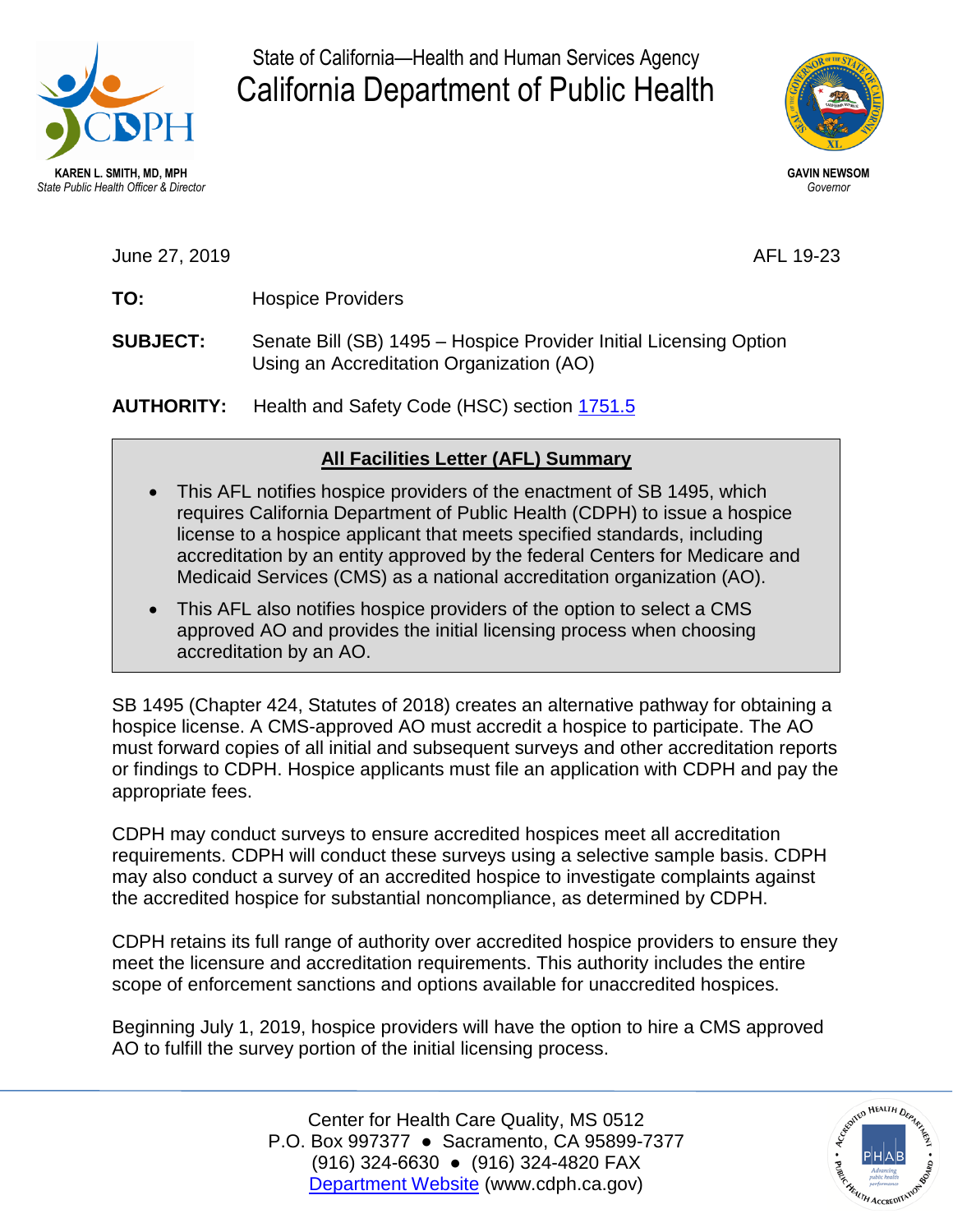State of California—Health and Human Services Agency

# California Department of Public Health

**KAREN L. SMITH, MD, MPH**
*State Public Health Officer & Director*

**GAVIN NEWSOM**
*Governor*

June 27, 2019 AFL 19-23

**TO:** Hospice Providers

**SUBJECT:** Senate Bill (SB) 1495 – Hospice Provider Initial Licensing Option Using an Accreditation Organization (AO)

**AUTHORITY:** Health and Safety Code (HSC) section [1751.5](#)

## All Facilities Letter (AFL) Summary

- This AFL notifies hospice providers of the enactment of SB 1495, which requires California Department of Public Health (CDPH) to issue a hospice license to a hospice applicant that meets specified standards, including accreditation by an entity approved by the federal Centers for Medicare and Medicaid Services (CMS) as a national accreditation organization (AO).
- This AFL also notifies hospice providers of the option to select a CMS approved AO and provides the initial licensing process when choosing accreditation by an AO.

SB 1495 (Chapter 424, Statutes of 2018) creates an alternative pathway for obtaining a hospice license. A CMS-approved AO must accredit a hospice to participate. The AO must forward copies of all initial and subsequent surveys and other accreditation reports or findings to CDPH. Hospice applicants must file an application with CDPH and pay the appropriate fees.

CDPH may conduct surveys to ensure accredited hospices meet all accreditation requirements. CDPH will conduct these surveys using a selective sample basis. CDPH may also conduct a survey of an accredited hospice to investigate complaints against the accredited hospice for substantial noncompliance, as determined by CDPH.

CDPH retains its full range of authority over accredited hospice providers to ensure they meet the licensure and accreditation requirements. This authority includes the entire scope of enforcement sanctions and options available for unaccredited hospices.

Beginning July 1, 2019, hospice providers will have the option to hire a CMS approved AO to fulfill the survey portion of the initial licensing process.

Center for Health Care Quality, MS 0512
P.O. Box 997377 ● Sacramento, CA 95899-7377
(916) 324-6630 ● (916) 324-4820 FAX
[Department Website](#) (www.cdph.ca.gov)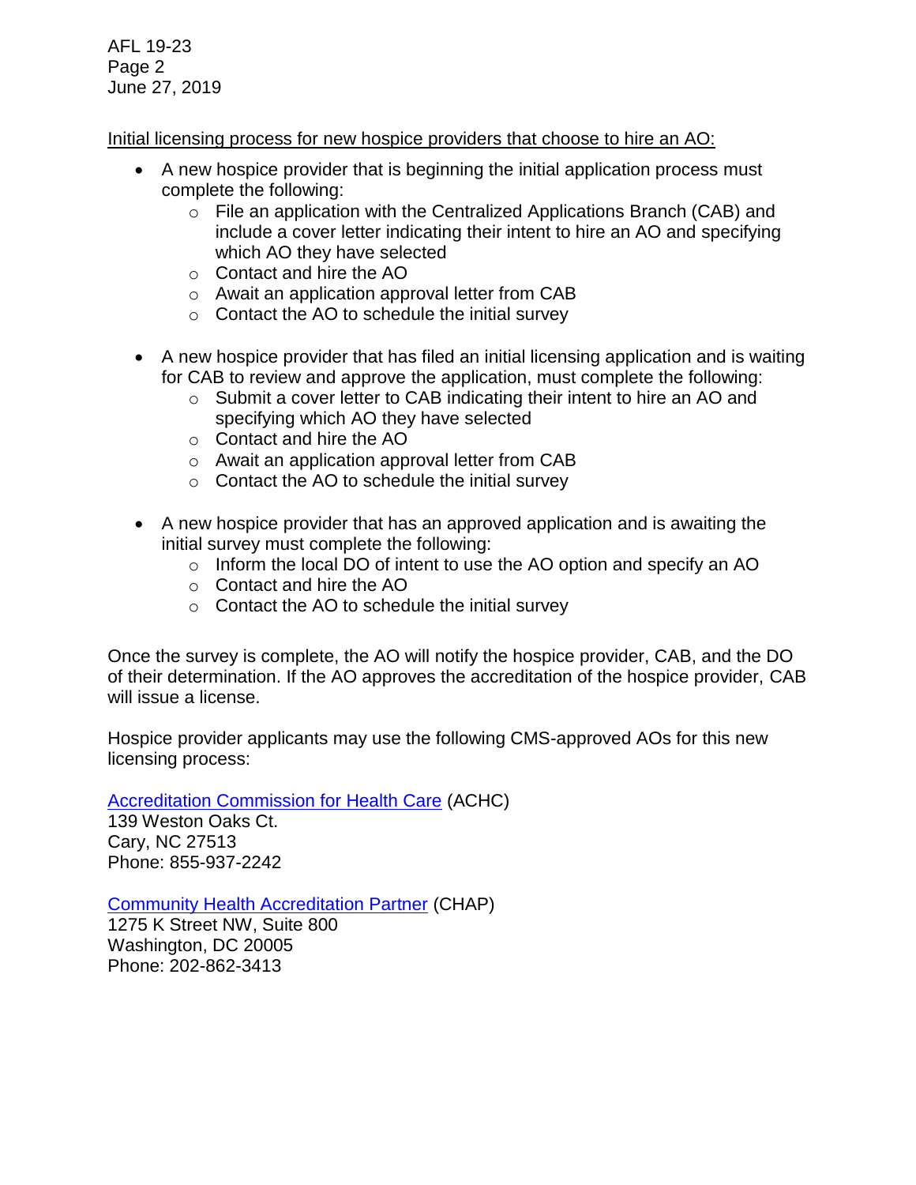<u>Initial licensing process for new hospice providers that choose to hire an AO:</u>

- A new hospice provider that is beginning the initial application process must complete the following:
  - File an application with the Centralized Applications Branch (CAB) and include a cover letter indicating their intent to hire an AO and specifying which AO they have selected
  - Contact and hire the AO
  - Await an application approval letter from CAB
  - Contact the AO to schedule the initial survey

- A new hospice provider that has filed an initial licensing application and is waiting for CAB to review and approve the application, must complete the following:
  - Submit a cover letter to CAB indicating their intent to hire an AO and specifying which AO they have selected
  - Contact and hire the AO
  - Await an application approval letter from CAB
  - Contact the AO to schedule the initial survey

- A new hospice provider that has an approved application and is awaiting the initial survey must complete the following:
  - Inform the local DO of intent to use the AO option and specify an AO
  - Contact and hire the AO
  - Contact the AO to schedule the initial survey

Once the survey is complete, the AO will notify the hospice provider, CAB, and the DO of their determination. If the AO approves the accreditation of the hospice provider, CAB will issue a license.

Hospice provider applicants may use the following CMS-approved AOs for this new licensing process:

Accreditation Commission for Health Care (ACHC)
139 Weston Oaks Ct.
Cary, NC 27513
Phone: 855-937-2242

Community Health Accreditation Partner (CHAP)
1275 K Street NW, Suite 800
Washington, DC 20005
Phone: 202-862-3413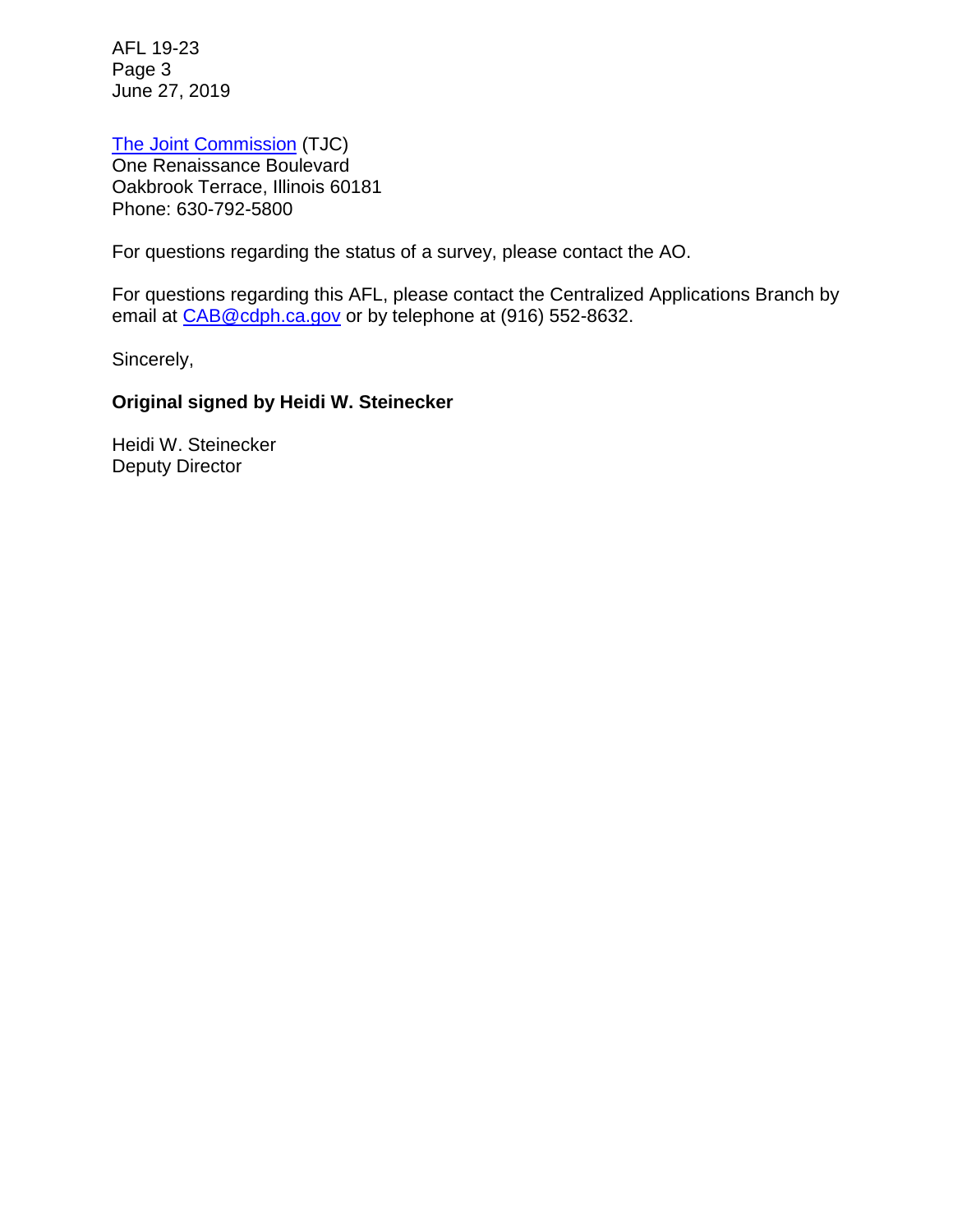[The Joint Commission](https://www.jointcommission.org/) (TJC)
One Renaissance Boulevard
Oakbrook Terrace, Illinois 60181
Phone: 630-792-5800

For questions regarding the status of a survey, please contact the AO.

For questions regarding this AFL, please contact the Centralized Applications Branch by email at [CAB@cdph.ca.gov](mailto:CAB@cdph.ca.gov) or by telephone at (916) 552-8632.

Sincerely,

**Original signed by Heidi W. Steinecker**

Heidi W. Steinecker
Deputy Director